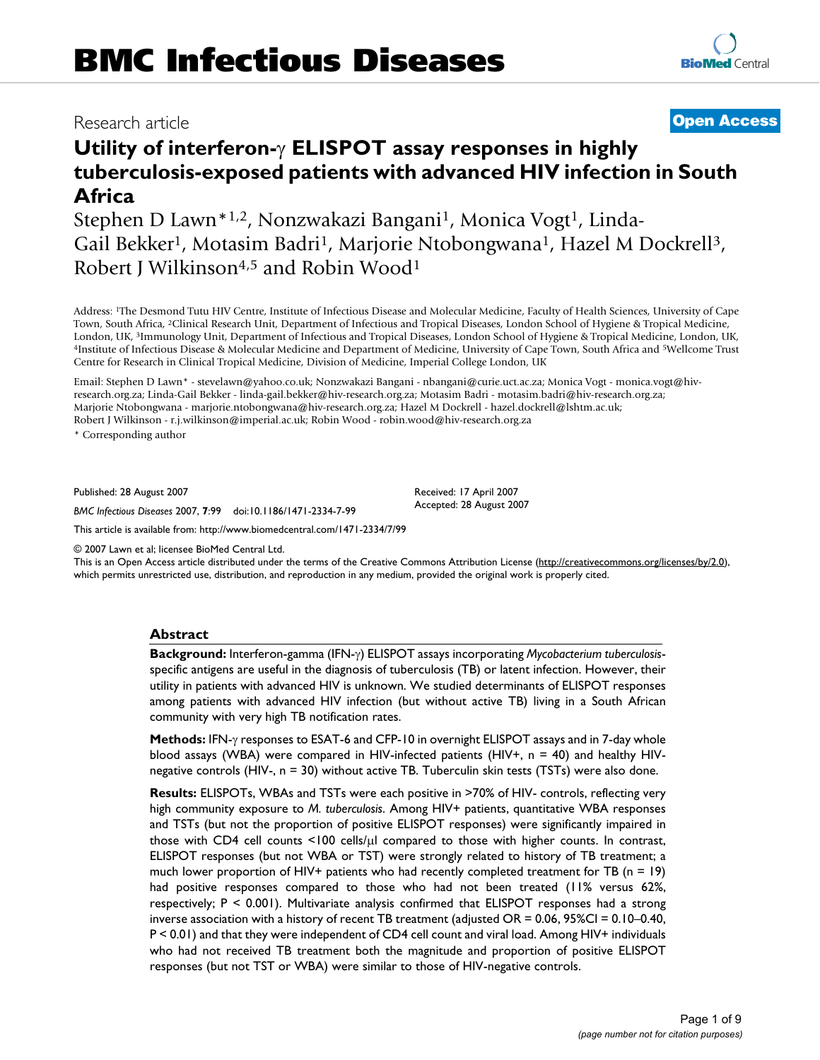# BMC Infectious Diseases

Research article

**Open Access**

# Utility of interferon-γ ELISPOT assay responses in highly tuberculosis-exposed patients with advanced HIV infection in South Africa

Stephen D Lawn*[1,2], Nonzwakazi Bangani[1], Monica Vogt[1], Linda-Gail Bekker[1], Motasim Badri[1], Marjorie Ntobongwana[1], Hazel M Dockrell[3], Robert J Wilkinson[4,5] and Robin Wood[1]

Address: [1]The Desmond Tutu HIV Centre, Institute of Infectious Disease and Molecular Medicine, Faculty of Health Sciences, University of Cape Town, South Africa, [2]Clinical Research Unit, Department of Infectious and Tropical Diseases, London School of Hygiene & Tropical Medicine, London, UK, [3]Immunology Unit, Department of Infectious and Tropical Diseases, London School of Hygiene & Tropical Medicine, London, UK, [4]Institute of Infectious Disease & Molecular Medicine and Department of Medicine, University of Cape Town, South Africa and [5]Wellcome Trust Centre for Research in Clinical Tropical Medicine, Division of Medicine, Imperial College London, UK

Email: Stephen D Lawn* - stevelawn@yahoo.co.uk; Nonzwakazi Bangani - nbangani@curie.uct.ac.za; Monica Vogt - monica.vogt@hiv-research.org.za; Linda-Gail Bekker - linda-gail.bekker@hiv-research.org.za; Motasim Badri - motasim.badri@hiv-research.org.za; Marjorie Ntobongwana - marjorie.ntobongwana@hiv-research.org.za; Hazel M Dockrell - hazel.dockrell@lshtm.ac.uk; Robert J Wilkinson - r.j.wilkinson@imperial.ac.uk; Robin Wood - robin.wood@hiv-research.org.za

\* Corresponding author

Published: 28 August 2007

*BMC Infectious Diseases* 2007, **7**:99 doi:10.1186/1471-2334-7-99

Received: 17 April 2007
Accepted: 28 August 2007

This article is available from: http://www.biomedcentral.com/1471-2334/7/99

© 2007 Lawn et al; licensee BioMed Central Ltd.
This is an Open Access article distributed under the terms of the Creative Commons Attribution License (http://creativecommons.org/licenses/by/2.0), which permits unrestricted use, distribution, and reproduction in any medium, provided the original work is properly cited.

## Abstract

**Background:** Interferon-gamma (IFN-γ) ELISPOT assays incorporating *Mycobacterium tuberculosis*-specific antigens are useful in the diagnosis of tuberculosis (TB) or latent infection. However, their utility in patients with advanced HIV is unknown. We studied determinants of ELISPOT responses among patients with advanced HIV infection (but without active TB) living in a South African community with very high TB notification rates.

**Methods:** IFN-γ responses to ESAT-6 and CFP-10 in overnight ELISPOT assays and in 7-day whole blood assays (WBA) were compared in HIV-infected patients (HIV+, n = 40) and healthy HIV-negative controls (HIV-, n = 30) without active TB. Tuberculin skin tests (TSTs) were also done.

**Results:** ELISPOTs, WBAs and TSTs were each positive in >70% of HIV- controls, reflecting very high community exposure to *M. tuberculosis*. Among HIV+ patients, quantitative WBA responses and TSTs (but not the proportion of positive ELISPOT responses) were significantly impaired in those with CD4 cell counts <100 cells/μl compared to those with higher counts. In contrast, ELISPOT responses (but not WBA or TST) were strongly related to history of TB treatment; a much lower proportion of HIV+ patients who had recently completed treatment for TB (n = 19) had positive responses compared to those who had not been treated (11% versus 62%, respectively; P < 0.001). Multivariate analysis confirmed that ELISPOT responses had a strong inverse association with a history of recent TB treatment (adjusted OR = 0.06, 95%CI = 0.10–0.40, P < 0.01) and that they were independent of CD4 cell count and viral load. Among HIV+ individuals who had not received TB treatment both the magnitude and proportion of positive ELISPOT responses (but not TST or WBA) were similar to those of HIV-negative controls.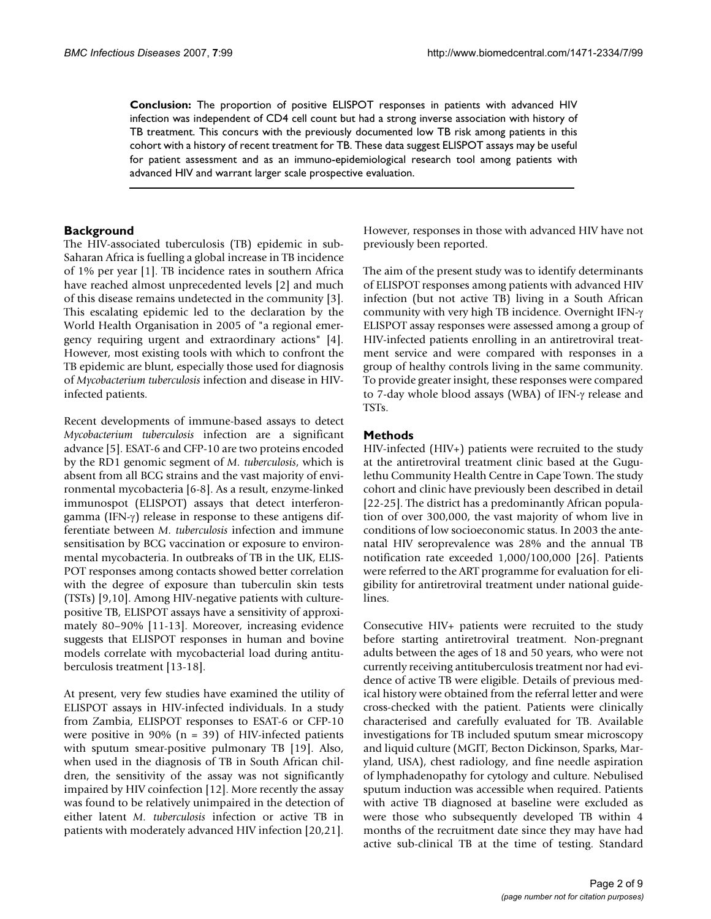**Conclusion:** The proportion of positive ELISPOT responses in patients with advanced HIV infection was independent of CD4 cell count but had a strong inverse association with history of TB treatment. This concurs with the previously documented low TB risk among patients in this cohort with a history of recent treatment for TB. These data suggest ELISPOT assays may be useful for patient assessment and as an immuno-epidemiological research tool among patients with advanced HIV and warrant larger scale prospective evaluation.

## Background

The HIV-associated tuberculosis (TB) epidemic in sub-Saharan Africa is fuelling a global increase in TB incidence of 1% per year [1]. TB incidence rates in southern Africa have reached almost unprecedented levels [2] and much of this disease remains undetected in the community [3]. This escalating epidemic led to the declaration by the World Health Organisation in 2005 of "a regional emergency requiring urgent and extraordinary actions" [4]. However, most existing tools with which to confront the TB epidemic are blunt, especially those used for diagnosis of *Mycobacterium tuberculosis* infection and disease in HIV-infected patients.

Recent developments of immune-based assays to detect *Mycobacterium tuberculosis* infection are a significant advance [5]. ESAT-6 and CFP-10 are two proteins encoded by the RD1 genomic segment of *M. tuberculosis*, which is absent from all BCG strains and the vast majority of environmental mycobacteria [6-8]. As a result, enzyme-linked immunospot (ELISPOT) assays that detect interferon-gamma (IFN-γ) release in response to these antigens differentiate between *M. tuberculosis* infection and immune sensitisation by BCG vaccination or exposure to environmental mycobacteria. In outbreaks of TB in the UK, ELISPOT responses among contacts showed better correlation with the degree of exposure than tuberculin skin tests (TSTs) [9,10]. Among HIV-negative patients with culture-positive TB, ELISPOT assays have a sensitivity of approximately 80–90% [11-13]. Moreover, increasing evidence suggests that ELISPOT responses in human and bovine models correlate with mycobacterial load during antituberculosis treatment [13-18].

At present, very few studies have examined the utility of ELISPOT assays in HIV-infected individuals. In a study from Zambia, ELISPOT responses to ESAT-6 or CFP-10 were positive in 90% (n = 39) of HIV-infected patients with sputum smear-positive pulmonary TB [19]. Also, when used in the diagnosis of TB in South African children, the sensitivity of the assay was not significantly impaired by HIV coinfection [12]. More recently the assay was found to be relatively unimpaired in the detection of either latent *M. tuberculosis* infection or active TB in patients with moderately advanced HIV infection [20,21]. However, responses in those with advanced HIV have not previously been reported.

The aim of the present study was to identify determinants of ELISPOT responses among patients with advanced HIV infection (but not active TB) living in a South African community with very high TB incidence. Overnight IFN-γ ELISPOT assay responses were assessed among a group of HIV-infected patients enrolling in an antiretroviral treatment service and were compared with responses in a group of healthy controls living in the same community. To provide greater insight, these responses were compared to 7-day whole blood assays (WBA) of IFN-γ release and TSTs.

## Methods

HIV-infected (HIV+) patients were recruited to the study at the antiretroviral treatment clinic based at the Gugulethu Community Health Centre in Cape Town. The study cohort and clinic have previously been described in detail [22-25]. The district has a predominantly African population of over 300,000, the vast majority of whom live in conditions of low socioeconomic status. In 2003 the antenatal HIV seroprevalence was 28% and the annual TB notification rate exceeded 1,000/100,000 [26]. Patients were referred to the ART programme for evaluation for eligibility for antiretroviral treatment under national guidelines.

Consecutive HIV+ patients were recruited to the study before starting antiretroviral treatment. Non-pregnant adults between the ages of 18 and 50 years, who were not currently receiving antituberculosis treatment nor had evidence of active TB were eligible. Details of previous medical history were obtained from the referral letter and were cross-checked with the patient. Patients were clinically characterised and carefully evaluated for TB. Available investigations for TB included sputum smear microscopy and liquid culture (MGIT, Becton Dickinson, Sparks, Maryland, USA), chest radiology, and fine needle aspiration of lymphadenopathy for cytology and culture. Nebulised sputum induction was accessible when required. Patients with active TB diagnosed at baseline were excluded as were those who subsequently developed TB within 4 months of the recruitment date since they may have had active sub-clinical TB at the time of testing. Standard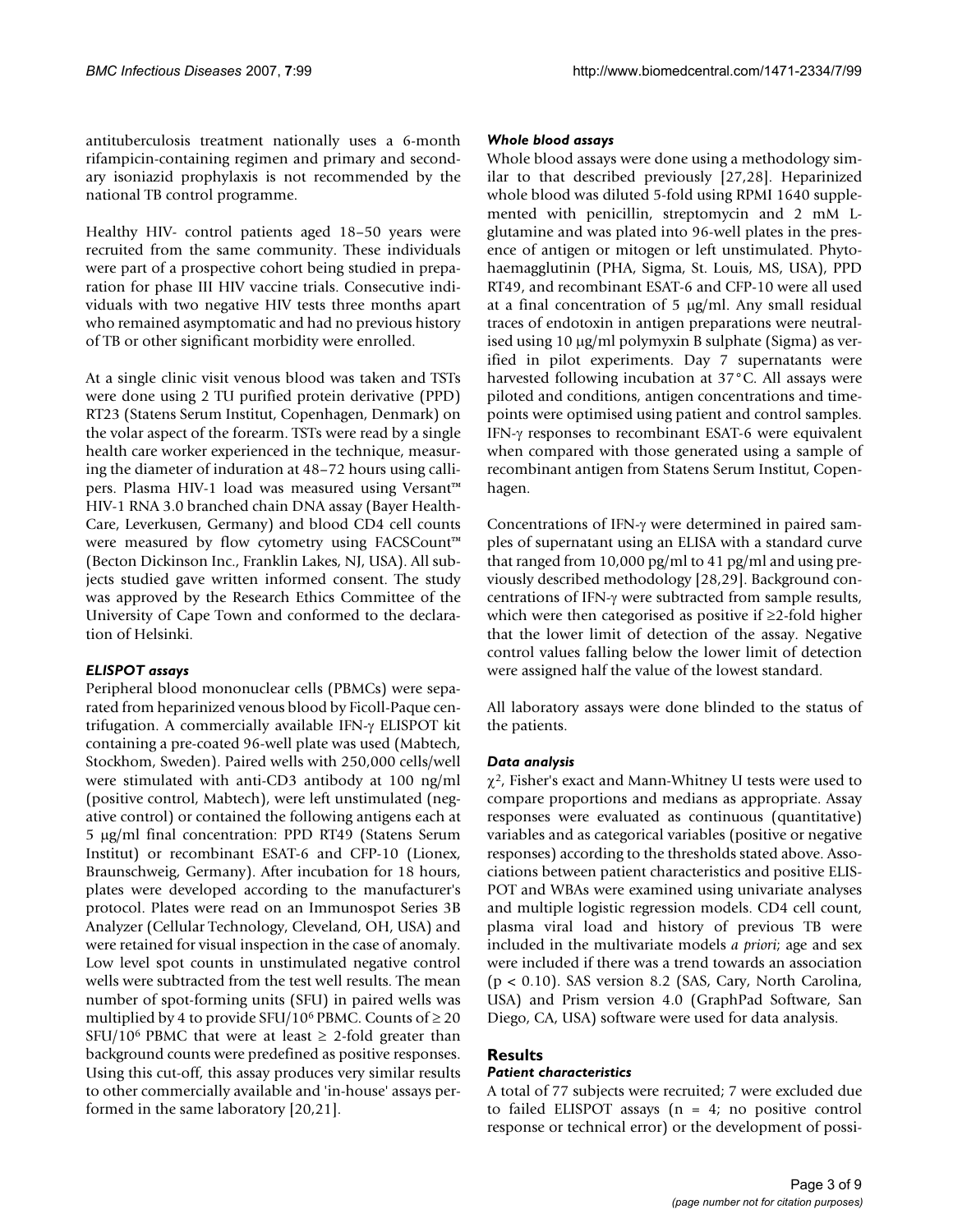antituberculosis treatment nationally uses a 6-month rifampicin-containing regimen and primary and secondary isoniazid prophylaxis is not recommended by the national TB control programme.

Healthy HIV- control patients aged 18–50 years were recruited from the same community. These individuals were part of a prospective cohort being studied in preparation for phase III HIV vaccine trials. Consecutive individuals with two negative HIV tests three months apart who remained asymptomatic and had no previous history of TB or other significant morbidity were enrolled.

At a single clinic visit venous blood was taken and TSTs were done using 2 TU purified protein derivative (PPD) RT23 (Statens Serum Institut, Copenhagen, Denmark) on the volar aspect of the forearm. TSTs were read by a single health care worker experienced in the technique, measuring the diameter of induration at 48–72 hours using callipers. Plasma HIV-1 load was measured using Versant™ HIV-1 RNA 3.0 branched chain DNA assay (Bayer HealthCare, Leverkusen, Germany) and blood CD4 cell counts were measured by flow cytometry using FACSCount™ (Becton Dickinson Inc., Franklin Lakes, NJ, USA). All subjects studied gave written informed consent. The study was approved by the Research Ethics Committee of the University of Cape Town and conformed to the declaration of Helsinki.

### *ELISPOT assays*

Peripheral blood mononuclear cells (PBMCs) were separated from heparinized venous blood by Ficoll-Paque centrifugation. A commercially available IFN-γ ELISPOT kit containing a pre-coated 96-well plate was used (Mabtech, Stockhom, Sweden). Paired wells with 250,000 cells/well were stimulated with anti-CD3 antibody at 100 ng/ml (positive control, Mabtech), were left unstimulated (negative control) or contained the following antigens each at 5 μg/ml final concentration: PPD RT49 (Statens Serum Institut) or recombinant ESAT-6 and CFP-10 (Lionex, Braunschweig, Germany). After incubation for 18 hours, plates were developed according to the manufacturer's protocol. Plates were read on an Immunospot Series 3B Analyzer (Cellular Technology, Cleveland, OH, USA) and were retained for visual inspection in the case of anomaly. Low level spot counts in unstimulated negative control wells were subtracted from the test well results. The mean number of spot-forming units (SFU) in paired wells was multiplied by 4 to provide SFU/$10^6$ PBMC. Counts of ≥ 20 SFU/$10^6$ PBMC that were at least ≥ 2-fold greater than background counts were predefined as positive responses. Using this cut-off, this assay produces very similar results to other commercially available and 'in-house' assays performed in the same laboratory [20,21].

### *Whole blood assays*

Whole blood assays were done using a methodology similar to that described previously [27,28]. Heparinized whole blood was diluted 5-fold using RPMI 1640 supplemented with penicillin, streptomycin and 2 mM L-glutamine and was plated into 96-well plates in the presence of antigen or mitogen or left unstimulated. Phytohaemagglutinin (PHA, Sigma, St. Louis, MS, USA), PPD RT49, and recombinant ESAT-6 and CFP-10 were all used at a final concentration of 5 μg/ml. Any small residual traces of endotoxin in antigen preparations were neutralised using 10 μg/ml polymyxin B sulphate (Sigma) as verified in pilot experiments. Day 7 supernatants were harvested following incubation at 37°C. All assays were piloted and conditions, antigen concentrations and timepoints were optimised using patient and control samples. IFN-γ responses to recombinant ESAT-6 were equivalent when compared with those generated using a sample of recombinant antigen from Statens Serum Institut, Copenhagen.

Concentrations of IFN-γ were determined in paired samples of supernatant using an ELISA with a standard curve that ranged from 10,000 pg/ml to 41 pg/ml and using previously described methodology [28,29]. Background concentrations of IFN-γ were subtracted from sample results, which were then categorised as positive if ≥2-fold higher that the lower limit of detection of the assay. Negative control values falling below the lower limit of detection were assigned half the value of the lowest standard.

All laboratory assays were done blinded to the status of the patients.

### *Data analysis*

$\chi^2$, Fisher's exact and Mann-Whitney U tests were used to compare proportions and medians as appropriate. Assay responses were evaluated as continuous (quantitative) variables and as categorical variables (positive or negative responses) according to the thresholds stated above. Associations between patient characteristics and positive ELISPOT and WBAs were examined using univariate analyses and multiple logistic regression models. CD4 cell count, plasma viral load and history of previous TB were included in the multivariate models *a priori*; age and sex were included if there was a trend towards an association ($p < 0.10$). SAS version 8.2 (SAS, Cary, North Carolina, USA) and Prism version 4.0 (GraphPad Software, San Diego, CA, USA) software were used for data analysis.

## Results

### *Patient characteristics*

A total of 77 subjects were recruited; 7 were excluded due to failed ELISPOT assays (n = 4; no positive control response or technical error) or the development of possi-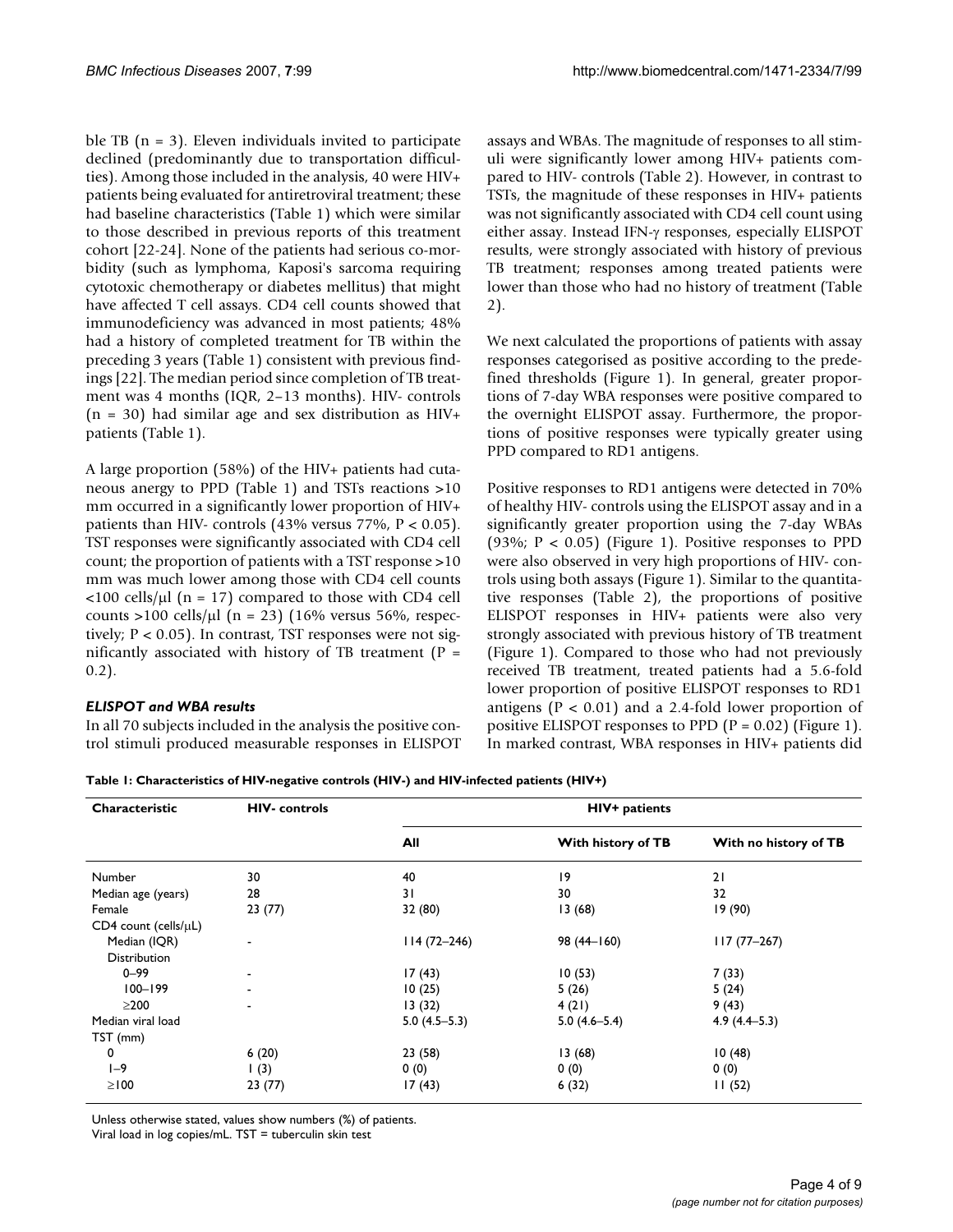ble TB (n = 3). Eleven individuals invited to participate declined (predominantly due to transportation difficulties). Among those included in the analysis, 40 were HIV+ patients being evaluated for antiretroviral treatment; these had baseline characteristics (Table 1) which were similar to those described in previous reports of this treatment cohort [22-24]. None of the patients had serious co-morbidity (such as lymphoma, Kaposi's sarcoma requiring cytotoxic chemotherapy or diabetes mellitus) that might have affected T cell assays. CD4 cell counts showed that immunodeficiency was advanced in most patients; 48% had a history of completed treatment for TB within the preceding 3 years (Table 1) consistent with previous findings [22]. The median period since completion of TB treatment was 4 months (IQR, 2–13 months). HIV- controls (n = 30) had similar age and sex distribution as HIV+ patients (Table 1).

A large proportion (58%) of the HIV+ patients had cutaneous anergy to PPD (Table 1) and TSTs reactions >10 mm occurred in a significantly lower proportion of HIV+ patients than HIV- controls (43% versus 77%, $P < 0.05$). TST responses were significantly associated with CD4 cell count; the proportion of patients with a TST response >10 mm was much lower among those with CD4 cell counts <100 cells/μl (n = 17) compared to those with CD4 cell counts >100 cells/μl (n = 23) (16% versus 56%, respectively; $P < 0.05$). In contrast, TST responses were not significantly associated with history of TB treatment ($P = 0.2$).

### *ELISPOT and WBA results*

In all 70 subjects included in the analysis the positive control stimuli produced measurable responses in ELISPOT assays and WBAs. The magnitude of responses to all stimuli were significantly lower among HIV+ patients compared to HIV- controls (Table 2). However, in contrast to TSTs, the magnitude of these responses in HIV+ patients was not significantly associated with CD4 cell count using either assay. Instead IFN-γ responses, especially ELISPOT results, were strongly associated with history of previous TB treatment; responses among treated patients were lower than those who had no history of treatment (Table 2).

We next calculated the proportions of patients with assay responses categorised as positive according to the predefined thresholds (Figure 1). In general, greater proportions of 7-day WBA responses were positive compared to the overnight ELISPOT assay. Furthermore, the proportions of positive responses were typically greater using PPD compared to RD1 antigens.

Positive responses to RD1 antigens were detected in 70% of healthy HIV- controls using the ELISPOT assay and in a significantly greater proportion using the 7-day WBAs (93%; $P < 0.05$) (Figure 1). Positive responses to PPD were also observed in very high proportions of HIV- controls using both assays (Figure 1). Similar to the quantitative responses (Table 2), the proportions of positive ELISPOT responses in HIV+ patients were also very strongly associated with previous history of TB treatment (Figure 1). Compared to those who had not previously received TB treatment, treated patients had a 5.6-fold lower proportion of positive ELISPOT responses to RD1 antigens ($P < 0.01$) and a 2.4-fold lower proportion of positive ELISPOT responses to PPD ($P = 0.02$) (Figure 1). In marked contrast, WBA responses in HIV+ patients did

**Table 1: Characteristics of HIV-negative controls (HIV-) and HIV-infected patients (HIV+)**

| Characteristic | HIV- controls | HIV+ patients | | |
|---|---|---|---|---|
| | | All | With history of TB | With no history of TB |
| Number | 30 | 40 | 19 | 21 |
| Median age (years) | 28 | 31 | 30 | 32 |
| Female | 23 (77) | 32 (80) | 13 (68) | 19 (90) |
| CD4 count (cells/μL) | | | | |
| Median (IQR) | - | 114 (72–246) | 98 (44–160) | 117 (77–267) |
| Distribution | | | | |
| 0–99 | - | 17 (43) | 10 (53) | 7 (33) |
| 100–199 | - | 10 (25) | 5 (26) | 5 (24) |
| ≥200 | - | 13 (32) | 4 (21) | 9 (43) |
| Median viral load | | 5.0 (4.5–5.3) | 5.0 (4.6–5.4) | 4.9 (4.4–5.3) |
| TST (mm) | | | | |
| 0 | 6 (20) | 23 (58) | 13 (68) | 10 (48) |
| 1–9 | 1 (3) | 0 (0) | 0 (0) | 0 (0) |
| ≥100 | 23 (77) | 17 (43) | 6 (32) | 11 (52) |

Unless otherwise stated, values show numbers (%) of patients.
Viral load in log copies/mL. TST = tuberculin skin test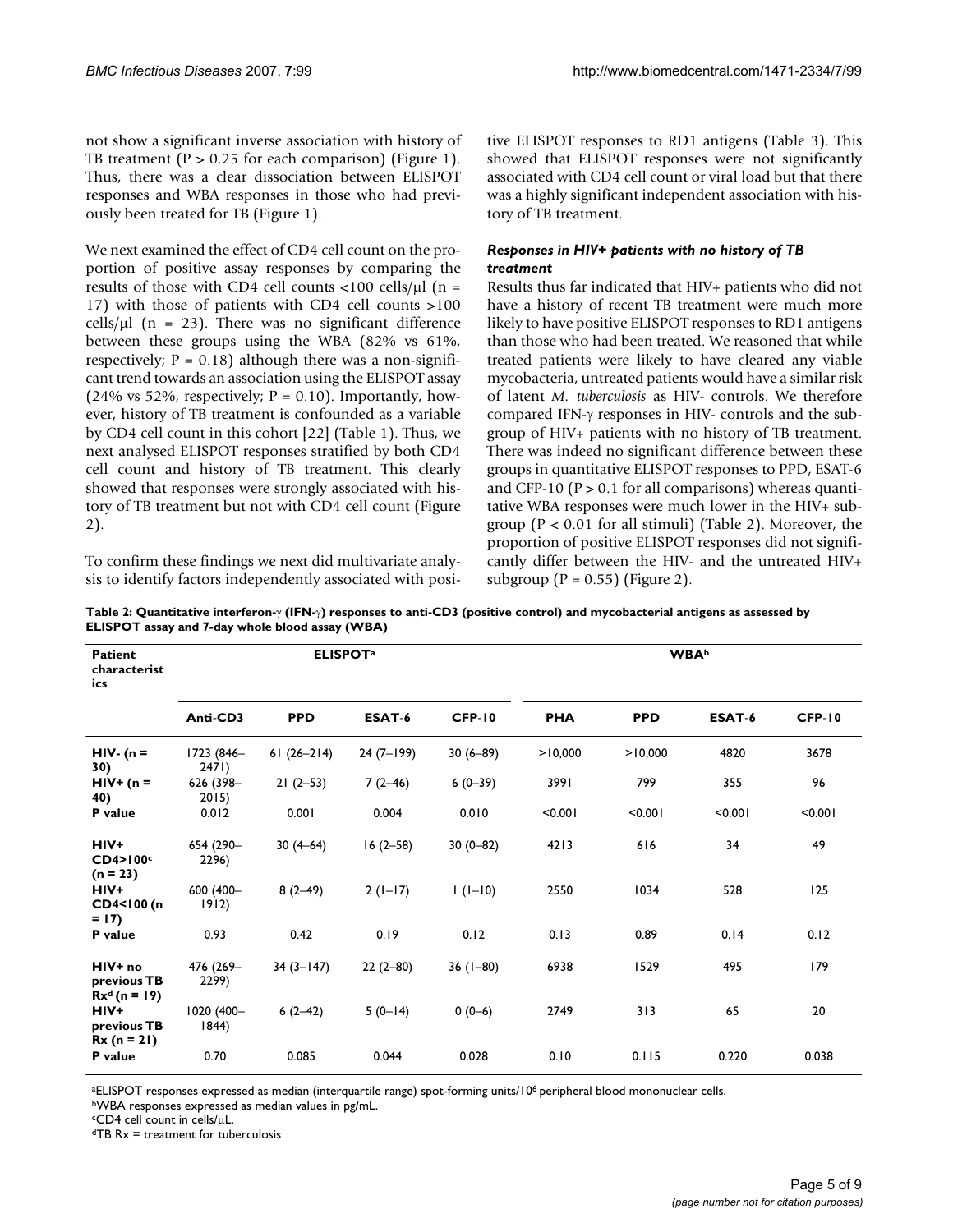not show a significant inverse association with history of TB treatment ($P > 0.25$ for each comparison) (Figure 1). Thus, there was a clear dissociation between ELISPOT responses and WBA responses in those who had previously been treated for TB (Figure 1).

We next examined the effect of CD4 cell count on the proportion of positive assay responses by comparing the results of those with CD4 cell counts <100 cells/μl (n = 17) with those of patients with CD4 cell counts >100 cells/μl (n = 23). There was no significant difference between these groups using the WBA (82% vs 61%, respectively; $P = 0.18$) although there was a non-significant trend towards an association using the ELISPOT assay (24% vs 52%, respectively; $P = 0.10$). Importantly, however, history of TB treatment is confounded as a variable by CD4 cell count in this cohort [22] (Table 1). Thus, we next analysed ELISPOT responses stratified by both CD4 cell count and history of TB treatment. This clearly showed that responses were strongly associated with history of TB treatment but not with CD4 cell count (Figure 2).

To confirm these findings we next did multivariate analysis to identify factors independently associated with positive ELISPOT responses to RD1 antigens (Table 3). This showed that ELISPOT responses were not significantly associated with CD4 cell count or viral load but that there was a highly significant independent association with history of TB treatment.

### *Responses in HIV+ patients with no history of TB treatment*

Results thus far indicated that HIV+ patients who did not have a history of recent TB treatment were much more likely to have positive ELISPOT responses to RD1 antigens than those who had been treated. We reasoned that while treated patients were likely to have cleared any viable mycobacteria, untreated patients would have a similar risk of latent *M. tuberculosis* as HIV- controls. We therefore compared IFN-γ responses in HIV- controls and the subgroup of HIV+ patients with no history of TB treatment. There was indeed no significant difference between these groups in quantitative ELISPOT responses to PPD, ESAT-6 and CFP-10 ($P > 0.1$ for all comparisons) whereas quantitative WBA responses were much lower in the HIV+ subgroup ($P < 0.01$ for all stimuli) (Table 2). Moreover, the proportion of positive ELISPOT responses did not significantly differ between the HIV- and the untreated HIV+ subgroup ($P = 0.55$) (Figure 2).

**Table 2: Quantitative interferon-γ (IFN-γ) responses to anti-CD3 (positive control) and mycobacterial antigens as assessed by ELISPOT assay and 7-day whole blood assay (WBA)**

| Patient characteristics | ELISPOT[a] | | | | WBA[b] | | | |
|---|---|---|---|---|---|---|---|---|
| | Anti-CD3 | PPD | ESAT-6 | CFP-10 | PHA | PPD | ESAT-6 | CFP-10 |
| **HIV- (n = 30)** | 1723 (846–2471) | 61 (26–214) | 24 (7–199) | 30 (6–89) | >10,000 | >10,000 | 4820 | 3678 |
| **HIV+ (n = 40)** | 626 (398–2015) | 21 (2–53) | 7 (2–46) | 6 (0–39) | 3991 | 799 | 355 | 96 |
| **P value** | 0.012 | 0.001 | 0.004 | 0.010 | <0.001 | <0.001 | <0.001 | <0.001 |
| **HIV+ CD4>100[c] (n = 23)** | 654 (290–2296) | 30 (4–64) | 16 (2–58) | 30 (0–82) | 4213 | 616 | 34 | 49 |
| **HIV+ CD4<100 (n = 17)** | 600 (400–1912) | 8 (2–49) | 2 (1–17) | 1 (1–10) | 2550 | 1034 | 528 | 125 |
| **P value** | 0.93 | 0.42 | 0.19 | 0.12 | 0.13 | 0.89 | 0.14 | 0.12 |
| **HIV+ no previous TB Rx[d] (n = 19)** | 476 (269–2299) | 34 (3–147) | 22 (2–80) | 36 (1–80) | 6938 | 1529 | 495 | 179 |
| **HIV+ previous TB Rx (n = 21)** | 1020 (400–1844) | 6 (2–42) | 5 (0–14) | 0 (0–6) | 2749 | 313 | 65 | 20 |
| **P value** | 0.70 | 0.085 | 0.044 | 0.028 | 0.10 | 0.115 | 0.220 | 0.038 |

[a]ELISPOT responses expressed as median (interquartile range) spot-forming units/$10^6$ peripheral blood mononuclear cells.
[b]WBA responses expressed as median values in pg/mL.
[c]CD4 cell count in cells/μL.
[d]TB Rx = treatment for tuberculosis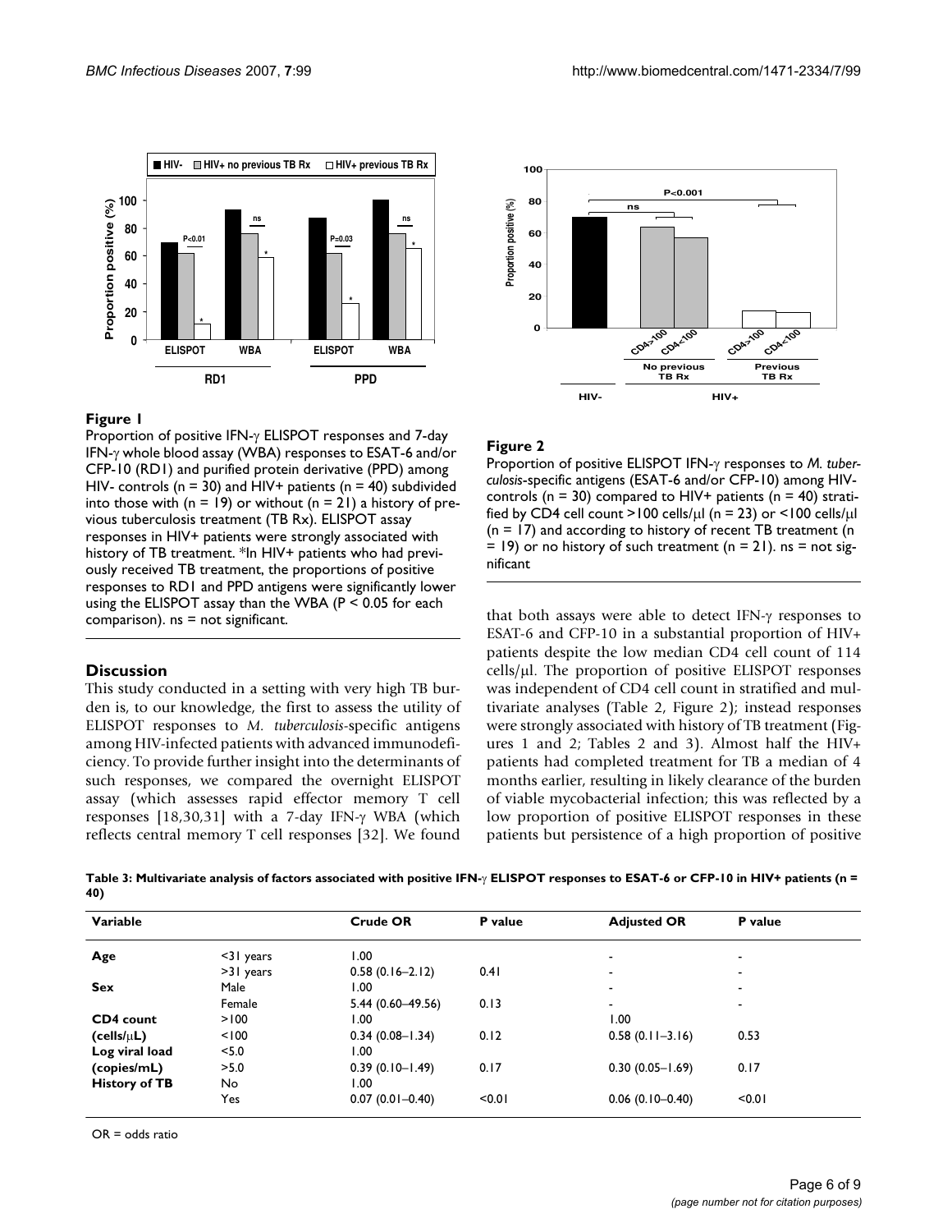**Figure 1**

Proportion of positive IFN-γ ELISPOT responses and 7-day IFN-γ whole blood assay (WBA) responses to ESAT-6 and/or CFP-10 (RD1) and purified protein derivative (PPD) among HIV- controls (n = 30) and HIV+ patients (n = 40) subdivided into those with (n = 19) or without (n = 21) a history of previous tuberculosis treatment (TB Rx). ELISPOT assay responses in HIV+ patients were strongly associated with history of TB treatment. *In HIV+ patients who had previously received TB treatment, the proportions of positive responses to RD1 and PPD antigens were significantly lower using the ELISPOT assay than the WBA ($P < 0.05$ for each comparison). ns = not significant.

**Figure 2**

Proportion of positive ELISPOT IFN-γ responses to *M. tuberculosis*-specific antigens (ESAT-6 and/or CFP-10) among HIV- controls (n = 30) compared to HIV+ patients (n = 40) stratified by CD4 cell count >100 cells/μl (n = 23) or <100 cells/μl (n = 17) and according to history of recent TB treatment (n = 19) or no history of such treatment (n = 21). ns = not significant

## Discussion

This study conducted in a setting with very high TB burden is, to our knowledge, the first to assess the utility of ELISPOT responses to *M. tuberculosis*-specific antigens among HIV-infected patients with advanced immunodeficiency. To provide further insight into the determinants of such responses, we compared the overnight ELISPOT assay (which assesses rapid effector memory T cell responses [18,30,31] with a 7-day IFN-γ WBA (which reflects central memory T cell responses [32]. We found that both assays were able to detect IFN-γ responses to ESAT-6 and CFP-10 in a substantial proportion of HIV+ patients despite the low median CD4 cell count of 114 cells/μl. The proportion of positive ELISPOT responses was independent of CD4 cell count in stratified and multivariate analyses (Table 2, Figure 2); instead responses were strongly associated with history of TB treatment (Figures 1 and 2; Tables 2 and 3). Almost half the HIV+ patients had completed treatment for TB a median of 4 months earlier, resulting in likely clearance of the burden of viable mycobacterial infection; this was reflected by a low proportion of positive ELISPOT responses in these patients but persistence of a high proportion of positive

**Table 3: Multivariate analysis of factors associated with positive IFN-γ ELISPOT responses to ESAT-6 or CFP-10 in HIV+ patients (n = 40)**

| Variable | | Crude OR | P value | Adjusted OR | P value |
|---|---|---|---|---|---|
| **Age** | <31 years | 1.00 | | - | - |
| | >31 years | 0.58 (0.16–2.12) | 0.41 | - | - |
| **Sex** | Male | 1.00 | | - | - |
| | Female | 5.44 (0.60–49.56) | 0.13 | - | - |
| **CD4 count (cells/μL)** | >100 | 1.00 | | 1.00 | |
| | <100 | 0.34 (0.08–1.34) | 0.12 | 0.58 (0.11–3.16) | 0.53 |
| **Log viral load (copies/mL)** | <5.0 | 1.00 | | | |
| | >5.0 | 0.39 (0.10–1.49) | 0.17 | 0.30 (0.05–1.69) | 0.17 |
| **History of TB** | No | 1.00 | | | |
| | Yes | 0.07 (0.01–0.40) | <0.01 | 0.06 (0.10–0.40) | <0.01 |

OR = odds ratio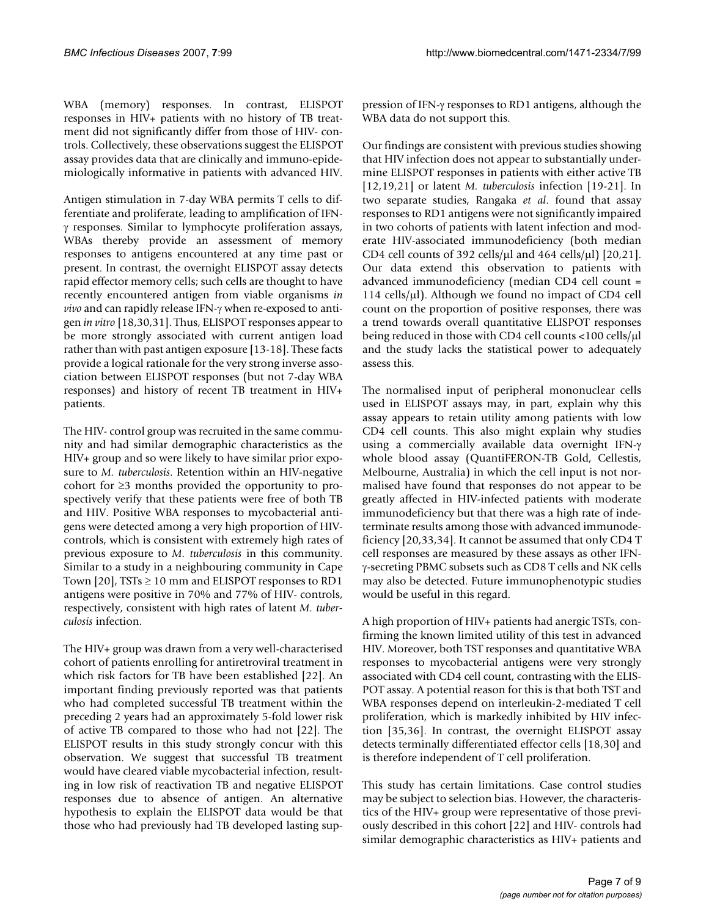WBA (memory) responses. In contrast, ELISPOT responses in HIV+ patients with no history of TB treatment did not significantly differ from those of HIV- controls. Collectively, these observations suggest the ELISPOT assay provides data that are clinically and immuno-epidemiologically informative in patients with advanced HIV.

Antigen stimulation in 7-day WBA permits T cells to differentiate and proliferate, leading to amplification of IFN-γ responses. Similar to lymphocyte proliferation assays, WBAs thereby provide an assessment of memory responses to antigens encountered at any time past or present. In contrast, the overnight ELISPOT assay detects rapid effector memory cells; such cells are thought to have recently encountered antigen from viable organisms *in vivo* and can rapidly release IFN-γ when re-exposed to antigen *in vitro* [18,30,31]. Thus, ELISPOT responses appear to be more strongly associated with current antigen load rather than with past antigen exposure [13-18]. These facts provide a logical rationale for the very strong inverse association between ELISPOT responses (but not 7-day WBA responses) and history of recent TB treatment in HIV+ patients.

The HIV- control group was recruited in the same community and had similar demographic characteristics as the HIV+ group and so were likely to have similar prior exposure to *M. tuberculosis*. Retention within an HIV-negative cohort for ≥3 months provided the opportunity to prospectively verify that these patients were free of both TB and HIV. Positive WBA responses to mycobacterial antigens were detected among a very high proportion of HIV- controls, which is consistent with extremely high rates of previous exposure to *M. tuberculosis* in this community. Similar to a study in a neighbouring community in Cape Town [20], TSTs ≥ 10 mm and ELISPOT responses to RD1 antigens were positive in 70% and 77% of HIV- controls, respectively, consistent with high rates of latent *M. tuberculosis* infection.

The HIV+ group was drawn from a very well-characterised cohort of patients enrolling for antiretroviral treatment in which risk factors for TB have been established [22]. An important finding previously reported was that patients who had completed successful TB treatment within the preceding 2 years had an approximately 5-fold lower risk of active TB compared to those who had not [22]. The ELISPOT results in this study strongly concur with this observation. We suggest that successful TB treatment would have cleared viable mycobacterial infection, resulting in low risk of reactivation TB and negative ELISPOT responses due to absence of antigen. An alternative hypothesis to explain the ELISPOT data would be that those who had previously had TB developed lasting suppression of IFN-γ responses to RD1 antigens, although the WBA data do not support this.

Our findings are consistent with previous studies showing that HIV infection does not appear to substantially undermine ELISPOT responses in patients with either active TB [12,19,21] or latent *M. tuberculosis* infection [19-21]. In two separate studies, Rangaka *et al*. found that assay responses to RD1 antigens were not significantly impaired in two cohorts of patients with latent infection and moderate HIV-associated immunodeficiency (both median CD4 cell counts of 392 cells/μl and 464 cells/μl) [20,21]. Our data extend this observation to patients with advanced immunodeficiency (median CD4 cell count = 114 cells/μl). Although we found no impact of CD4 cell count on the proportion of positive responses, there was a trend towards overall quantitative ELISPOT responses being reduced in those with CD4 cell counts <100 cells/μl and the study lacks the statistical power to adequately assess this.

The normalised input of peripheral mononuclear cells used in ELISPOT assays may, in part, explain why this assay appears to retain utility among patients with low CD4 cell counts. This also might explain why studies using a commercially available data overnight IFN-γ whole blood assay (QuantiFERON-TB Gold, Cellestis, Melbourne, Australia) in which the cell input is not normalised have found that responses do not appear to be greatly affected in HIV-infected patients with moderate immunodeficiency but that there was a high rate of indeterminate results among those with advanced immunodeficiency [20,33,34]. It cannot be assumed that only CD4 T cell responses are measured by these assays as other IFN-γ-secreting PBMC subsets such as CD8 T cells and NK cells may also be detected. Future immunophenotypic studies would be useful in this regard.

A high proportion of HIV+ patients had anergic TSTs, confirming the known limited utility of this test in advanced HIV. Moreover, both TST responses and quantitative WBA responses to mycobacterial antigens were very strongly associated with CD4 cell count, contrasting with the ELISPOT assay. A potential reason for this is that both TST and WBA responses depend on interleukin-2-mediated T cell proliferation, which is markedly inhibited by HIV infection [35,36]. In contrast, the overnight ELISPOT assay detects terminally differentiated effector cells [18,30] and is therefore independent of T cell proliferation.

This study has certain limitations. Case control studies may be subject to selection bias. However, the characteristics of the HIV+ group were representative of those previously described in this cohort [22] and HIV- controls had similar demographic characteristics as HIV+ patients and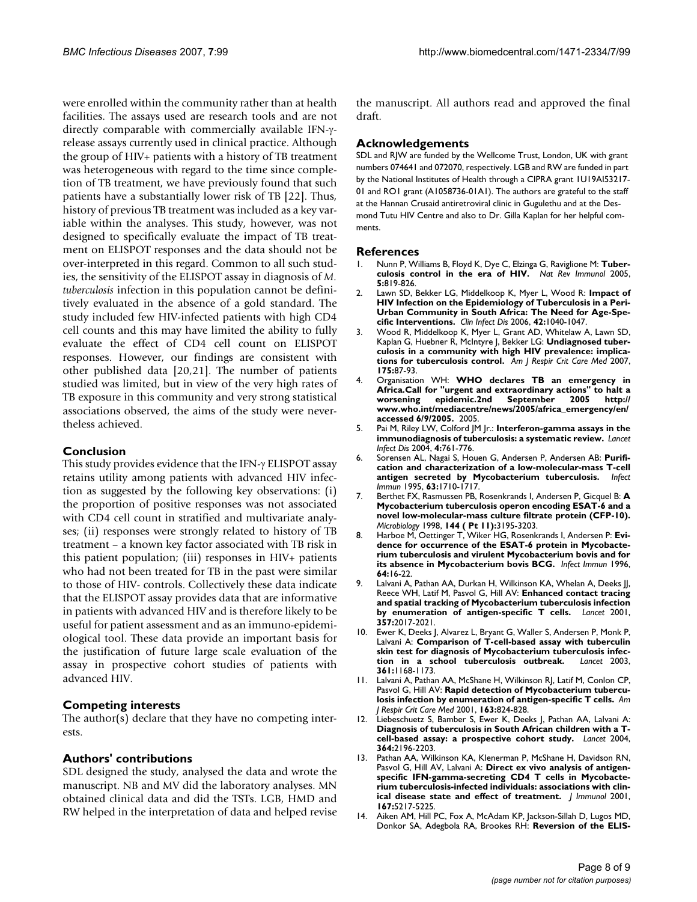were enrolled within the community rather than at health facilities. The assays used are research tools and are not directly comparable with commercially available IFN-γ-release assays currently used in clinical practice. Although the group of HIV+ patients with a history of TB treatment was heterogeneous with regard to the time since completion of TB treatment, we have previously found that such patients have a substantially lower risk of TB [22]. Thus, history of previous TB treatment was included as a key variable within the analyses. This study, however, was not designed to specifically evaluate the impact of TB treatment on ELISPOT responses and the data should not be over-interpreted in this regard. Common to all such studies, the sensitivity of the ELISPOT assay in diagnosis of *M. tuberculosis* infection in this population cannot be definitively evaluated in the absence of a gold standard. The study included few HIV-infected patients with high CD4 cell counts and this may have limited the ability to fully evaluate the effect of CD4 cell count on ELISPOT responses. However, our findings are consistent with other published data [20,21]. The number of patients studied was limited, but in view of the very high rates of TB exposure in this community and very strong statistical associations observed, the aims of the study were nevertheless achieved.

## Conclusion

This study provides evidence that the IFN-γ ELISPOT assay retains utility among patients with advanced HIV infection as suggested by the following key observations: (i) the proportion of positive responses was not associated with CD4 cell count in stratified and multivariate analyses; (ii) responses were strongly related to history of TB treatment – a known key factor associated with TB risk in this patient population; (iii) responses in HIV+ patients who had not been treated for TB in the past were similar to those of HIV- controls. Collectively these data indicate that the ELISPOT assay provides data that are informative in patients with advanced HIV and is therefore likely to be useful for patient assessment and as an immuno-epidemiological tool. These data provide an important basis for the justification of future large scale evaluation of the assay in prospective cohort studies of patients with advanced HIV.

## Competing interests

The author(s) declare that they have no competing interests.

## Authors' contributions

SDL designed the study, analysed the data and wrote the manuscript. NB and MV did the laboratory analyses. MN obtained clinical data and did the TSTs. LGB, HMD and RW helped in the interpretation of data and helped revise the manuscript. All authors read and approved the final draft.

## Acknowledgements

SDL and RJW are funded by the Wellcome Trust, London, UK with grant numbers 074641 and 072070, respectively. LGB and RW are funded in part by the National Institutes of Health through a CIPRA grant 1U19AI53217-01 and RO1 grant (A1058736-01A1). The authors are grateful to the staff at the Hannan Crusaid antiretroviral clinic in Gugulethu and at the Desmond Tutu HIV Centre and also to Dr. Gilla Kaplan for her helpful comments.

## References

1. Nunn P, Williams B, Floyd K, Dye C, Elzinga G, Raviglione M: **Tuberculosis control in the era of HIV.** *Nat Rev Immunol* 2005, **5:**819-826.
2. Lawn SD, Bekker LG, Middelkoop K, Myer L, Wood R: **Impact of HIV Infection on the Epidemiology of Tuberculosis in a Peri-Urban Community in South Africa: The Need for Age-Specific Interventions.** *Clin Infect Dis* 2006, **42:**1040-1047.
3. Wood R, Middelkoop K, Myer L, Grant AD, Whitelaw A, Lawn SD, Kaplan G, Huebner R, McIntyre J, Bekker LG: **Undiagnosed tuberculosis in a community with high HIV prevalence: implications for tuberculosis control.** *Am J Respir Crit Care Med* 2007, **175:**87-93.
4. Organisation WH: **WHO declares TB an emergency in Africa.Call for "urgent and extraordinary actions" to halt a worsening epidemic.2nd September 2005 http://www.who.int/mediacentre/news/2005/africa_emergency/en/ accessed 6/9/2005.** 2005.
5. Pai M, Riley LW, Colford JM Jr.: **Interferon-gamma assays in the immunodiagnosis of tuberculosis: a systematic review.** *Lancet Infect Dis* 2004, **4:**761-776.
6. Sorensen AL, Nagai S, Houen G, Andersen P, Andersen AB: **Purification and characterization of a low-molecular-mass T-cell antigen secreted by Mycobacterium tuberculosis.** *Infect Immun* 1995, **63:**1710-1717.
7. Berthet FX, Rasmussen PB, Rosenkrands I, Andersen P, Gicquel B: **A Mycobacterium tuberculosis operon encoding ESAT-6 and a novel low-molecular-mass culture filtrate protein (CFP-10).** *Microbiology* 1998, **144 ( Pt 11):**3195-3203.
8. Harboe M, Oettinger T, Wiker HG, Rosenkrands I, Andersen P: **Evidence for occurrence of the ESAT-6 protein in Mycobacterium tuberculosis and virulent Mycobacterium bovis and for its absence in Mycobacterium bovis BCG.** *Infect Immun* 1996, **64:**16-22.
9. Lalvani A, Pathan AA, Durkan H, Wilkinson KA, Whelan A, Deeks JJ, Reece WH, Latif M, Pasvol G, Hill AV: **Enhanced contact tracing and spatial tracking of Mycobacterium tuberculosis infection by enumeration of antigen-specific T cells.** *Lancet* 2001, **357:**2017-2021.
10. Ewer K, Deeks J, Alvarez L, Bryant G, Waller S, Andersen P, Monk P, Lalvani A: **Comparison of T-cell-based assay with tuberculin skin test for diagnosis of Mycobacterium tuberculosis infection in a school tuberculosis outbreak.** *Lancet* 2003, **361:**1168-1173.
11. Lalvani A, Pathan AA, McShane H, Wilkinson RJ, Latif M, Conlon CP, Pasvol G, Hill AV: **Rapid detection of Mycobacterium tuberculosis infection by enumeration of antigen-specific T cells.** *Am J Respir Crit Care Med* 2001, **163:**824-828.
12. Liebeschuetz S, Bamber S, Ewer K, Deeks J, Pathan AA, Lalvani A: **Diagnosis of tuberculosis in South African children with a T-cell-based assay: a prospective cohort study.** *Lancet* 2004, **364:**2196-2203.
13. Pathan AA, Wilkinson KA, Klenerman P, McShane H, Davidson RN, Pasvol G, Hill AV, Lalvani A: **Direct ex vivo analysis of antigen-specific IFN-gamma-secreting CD4 T cells in Mycobacterium tuberculosis-infected individuals: associations with clinical disease state and effect of treatment.** *J Immunol* 2001, **167:**5217-5225.
14. Aiken AM, Hill PC, Fox A, McAdam KP, Jackson-Sillah D, Lugos MD, Donkor SA, Adegbola RA, Brookes RH: **Reversion of the ELIS-**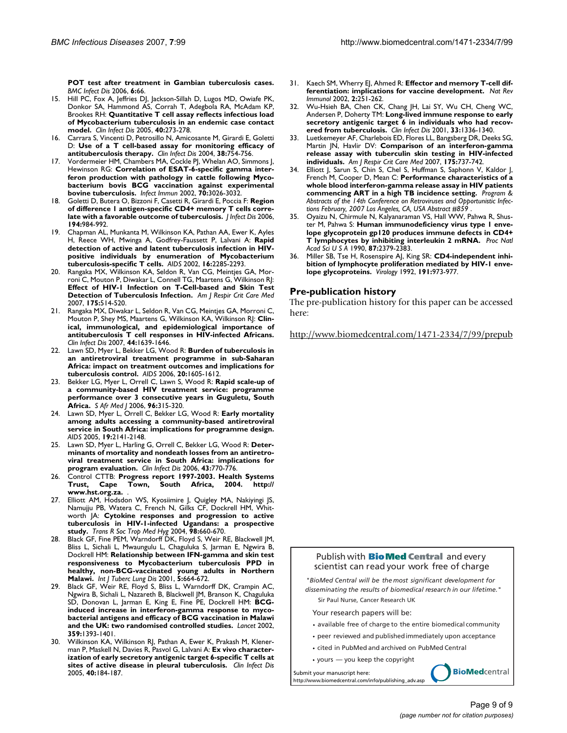**POT test after treatment in Gambian tuberculosis cases.** *BMC Infect Dis* 2006, **6:**66.

15. Hill PC, Fox A, Jeffries DJ, Jackson-Sillah D, Lugos MD, Owiafe PK, Donkor SA, Hammond AS, Corrah T, Adegbola RA, McAdam KP, Brookes RH: **Quantitative T cell assay reflects infectious load of Mycobacterium tuberculosis in an endemic case contact model.** *Clin Infect Dis* 2005, **40:**273-278.
16. Carrara S, Vincenti D, Petrosillo N, Amicosante M, Girardi E, Goletti D: **Use of a T cell-based assay for monitoring efficacy of antituberculosis therapy.** *Clin Infect Dis* 2004, **38:**754-756.
17. Vordermeier HM, Chambers MA, Cockle PJ, Whelan AO, Simmons J, Hewinson RG: **Correlation of ESAT-6-specific gamma interferon production with pathology in cattle following Mycobacterium bovis BCG vaccination against experimental bovine tuberculosis.** *Infect Immun* 2002, **70:**3026-3032.
18. Goletti D, Butera O, Bizzoni F, Casetti R, Girardi E, Poccia F: **Region of difference 1 antigen-specific CD4+ memory T cells correlate with a favorable outcome of tuberculosis.** *J Infect Dis* 2006, **194:**984-992.
19. Chapman AL, Munkanta M, Wilkinson KA, Pathan AA, Ewer K, Ayles H, Reece WH, Mwinga A, Godfrey-Faussett P, Lalvani A: **Rapid detection of active and latent tuberculosis infection in HIV-positive individuals by enumeration of Mycobacterium tuberculosis-specific T cells.** *AIDS* 2002, **16:**2285-2293.
20. Rangaka MX, Wilkinson KA, Seldon R, Van CG, Meintjes GA, Morroni C, Mouton P, Diwakar L, Connell TG, Maartens G, Wilkinson RJ: **Effect of HIV-1 Infection on T-Cell-based and Skin Test Detection of Tuberculosis Infection.** *Am J Respir Crit Care Med* 2007, **175:**514-520.
21. Rangaka MX, Diwakar L, Seldon R, Van CG, Meintjes GA, Morroni C, Mouton P, Shey MS, Maartens G, Wilkinson KA, Wilkinson RJ: **Clinical, immunological, and epidemiological importance of antituberculosis T cell responses in HIV-infected Africans.** *Clin Infect Dis* 2007, **44:**1639-1646.
22. Lawn SD, Myer L, Bekker LG, Wood R: **Burden of tuberculosis in an antiretroviral treatment programme in sub-Saharan Africa: impact on treatment outcomes and implications for tuberculosis control.** *AIDS* 2006, **20:**1605-1612.
23. Bekker LG, Myer L, Orrell C, Lawn S, Wood R: **Rapid scale-up of a community-based HIV treatment service: programme performance over 3 consecutive years in Guguletu, South Africa.** *S Afr Med J* 2006, **96:**315-320.
24. Lawn SD, Myer L, Orrell C, Bekker LG, Wood R: **Early mortality among adults accessing a community-based antiretroviral service in South Africa: implications for programme design.** *AIDS* 2005, **19:**2141-2148.
25. Lawn SD, Myer L, Harling G, Orrell C, Bekker LG, Wood R: **Determinants of mortality and nondeath losses from an antiretroviral treatment service in South Africa: implications for program evaluation.** *Clin Infect Dis* 2006, **43:**770-776.
26. Control CTTB: **Progress report 1997-2003. Health Systems Trust, Cape Town, South Africa, 2004. http://www.hst.org.za.** .
27. Elliott AM, Hodsdon WS, Kyosiimire J, Quigley MA, Nakiyingi JS, Namujju PB, Watera C, French N, Gilks CF, Dockrell HM, Whitworth JA: **Cytokine responses and progression to active tuberculosis in HIV-1-infected Ugandans: a prospective study.** *Trans R Soc Trop Med Hyg* 2004, **98:**660-670.
28. Black GF, Fine PEM, Warndorff DK, Floyd S, Weir RE, Blackwell JM, Bliss L, Sichali L, Mwaungulu L, Chaguluka S, Jarman E, Ngwira B, Dockrell HM: **Relationship between IFN-gamma and skin test responsiveness to Mycobacterium tuberculosis PPD in healthy, non-BCG-vaccinated young adults in Northern Malawi.** *Int J Tuberc Lung Dis* 2001, **5:**664-672.
29. Black GF, Weir RE, Floyd S, Bliss L, Warndorff DK, Crampin AC, Ngwira B, Sichali L, Nazareth B, Blackwell JM, Branson K, Chaguluka SD, Donovan L, Jarman E, King E, Fine PE, Dockrell HM: **BCG-induced increase in interferon-gamma response to mycobacterial antigens and efficacy of BCG vaccination in Malawi and the UK: two randomised controlled studies.** *Lancet* 2002, **359:**1393-1401.
30. Wilkinson KA, Wilkinson RJ, Pathan A, Ewer K, Prakash M, Klenerman P, Maskell N, Davies R, Pasvol G, Lalvani A: **Ex vivo characterization of early secretory antigenic target 6-specific T cells at sites of active disease in pleural tuberculosis.** *Clin Infect Dis* 2005, **40:**184-187.
31. Kaech SM, Wherry EJ, Ahmed R: **Effector and memory T-cell differentiation: implications for vaccine development.** *Nat Rev Immunol* 2002, **2:**251-262.
32. Wu-Hsieh BA, Chen CK, Chang JH, Lai SY, Wu CH, Cheng WC, Andersen P, Doherty TM: **Long-lived immune response to early secretory antigenic target 6 in individuals who had recovered from tuberculosis.** *Clin Infect Dis* 2001, **33:**1336-1340.
33. Luetkemeyer AF, Charlebois ED, Flores LL, Bangsberg DR, Deeks SG, Martin JN, Havlir DV: **Comparison of an interferon-gamma release assay with tuberculin skin testing in HIV-infected individuals.** *Am J Respir Crit Care Med* 2007, **175:**737-742.
34. Elliott J, Sarun S, Chin S, Chel S, Huffman S, Saphonn V, Kaldor J, French M, Cooper D, Mean C: **Performance characteristics of a whole blood interferon-gamma release assay in HIV patients commencing ART in a high TB incidence setting.** *Program & Abstracts of the 14th Conference on Retroviruses and Opportunistic Infections February, 2007 Los Angeles, CA, USA Abstract #859* .
35. Oyaizu N, Chirmule N, Kalyanaraman VS, Hall WW, Pahwa R, Shuster M, Pahwa S: **Human immunodeficiency virus type 1 envelope glycoprotein gp120 produces immune defects in CD4+ T lymphocytes by inhibiting interleukin 2 mRNA.** *Proc Natl Acad Sci U S A* 1990, **87:**2379-2383.
36. Miller SB, Tse H, Rosenspire AJ, King SR: **CD4-independent inhibition of lymphocyte proliferation mediated by HIV-1 envelope glycoproteins.** *Virology* 1992, **191:**973-977.

## Pre-publication history

The pre-publication history for this paper can be accessed here:

http://www.biomedcentral.com/1471-2334/7/99/prepub

Publish with **BioMed Central** and every scientist can read your work free of charge

*"BioMed Central will be the most significant development for disseminating the results of biomedical research in our lifetime."*
Sir Paul Nurse, Cancer Research UK

Your research papers will be:

- available free of charge to the entire biomedical community
- peer reviewed and published immediately upon acceptance
- cited in PubMed and archived on PubMed Central
- yours — you keep the copyright

Submit your manuscript here:
http://www.biomedcentral.com/info/publishing_adv.asp

BioMedcentral